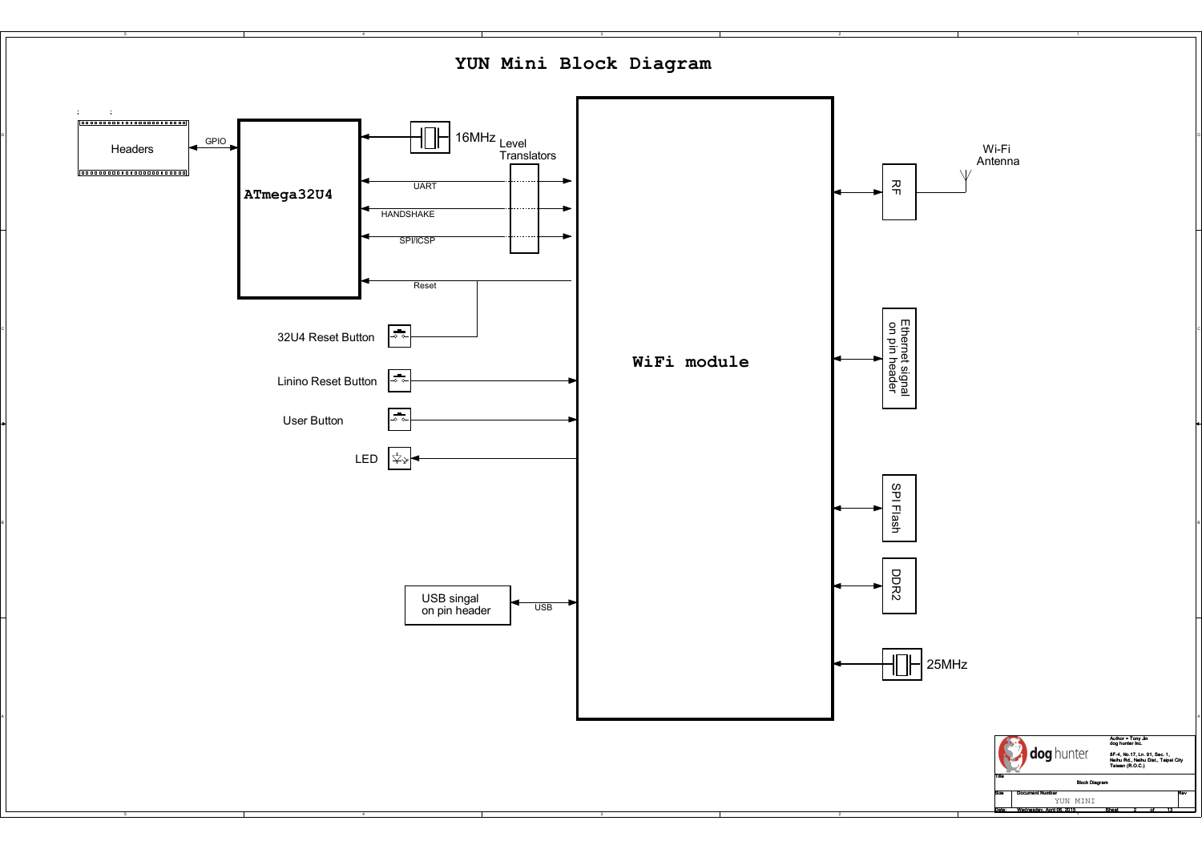# YUN Mini Block Diagram

Headers

GPIO

ATmega32U4

16MHz

Level Translators

UART

HANDSHAKE

SPI/ICSP

Reset

32U4 Reset Button

Linino Reset Button

User Button

LED

USB singal on pin header

USB

WiFi module

RF

Wi-Fi Antenna

Ethernet signal on pin header

SPI Flash

DDR2

25MHz

Author = Tony Jin
dog hunter Inc.

8F-4, No.17, Ln. 91, Sec. 1, Neihu Rd., Neihu Dist., Taipei City Taiwan (R.O.C.)

| Title | Block Diagram | |
|---|---|---|
| Size | Document Number | Rev |
| | YUN MINI | |
| Date: | Wednesday, April 08, 2015 | Sheet 2 of 13 |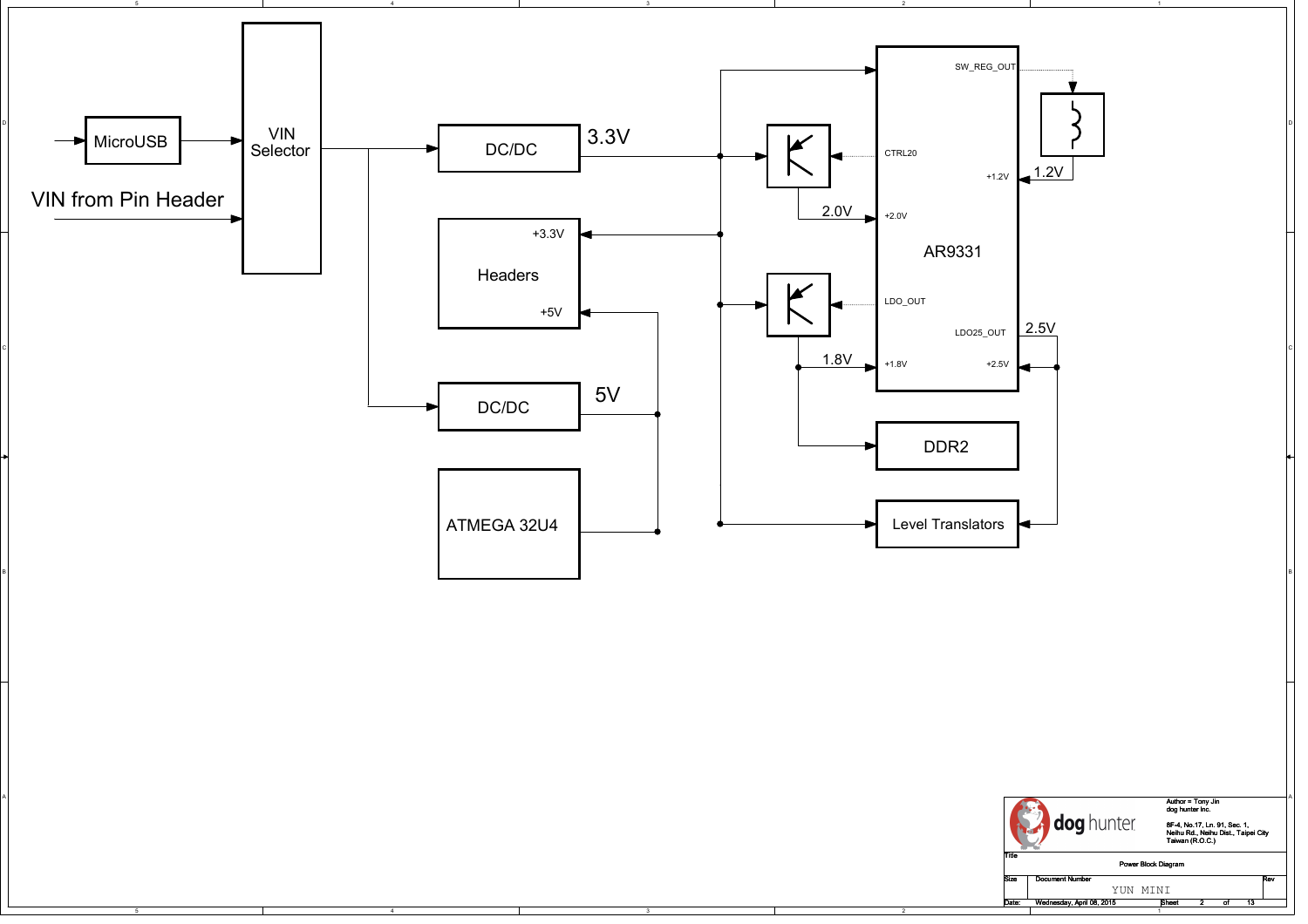# Power Block Diagram

- MicroUSB
- VIN from Pin Header
- VIN Selector
- DC/DC — 3.3V
- DC/DC — 5V
- Headers (+3.3V, +5V)
- ATMEGA 32U4
- AR9331 (SW_REG_OUT, CTRL20, +1.2V, +2.0V, LDO_OUT, LDO25_OUT, +1.8V, +2.5V)
- 2.0V
- 1.8V
- 1.2V
- 2.5V
- DDR2
- Level Translators

| | |
|---|---|
| Author = Tony Jin | dog hunter Inc. |
| Address | 8F-4, No.17, Ln. 91, Sec. 1, Neihu Rd., Neihu Dist., Taipei City Taiwan (R.O.C.) |
| Title | Power Block Diagram |
| Document Number | YUN MINI |
| Date | Wednesday, April 08, 2015 |
| Sheet | 2 of 13 |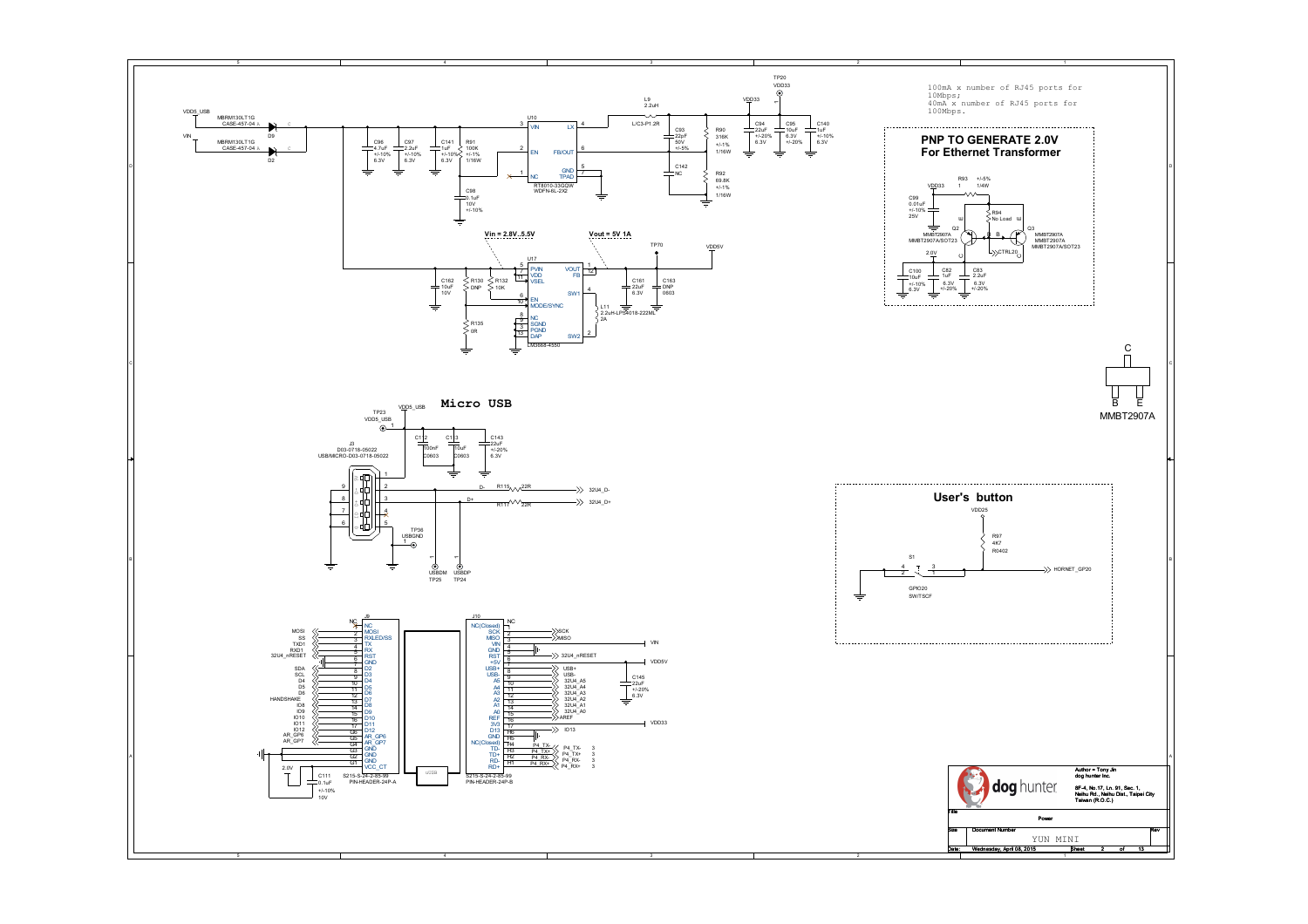## Power

### Vin = 2.8V..5.5V

### Vout = 5V 1A

100mA x number of RJ45 ports for 10Mbps;
40mA x number of RJ45 ports for 100Mbps.

### PNP TO GENERATE 2.0V For Ethernet Transformer

MMBT2907A

### Micro USB

### User's button

| | |
|---|---|
| Author = Tony Jin | dog hunter Inc. |
| | 8F-4, No.17, Ln. 91, Sec. 1, Neihu Rd., Neihu Dist., Taipei City Taiwan (R.O.C.) |
| Title | Power |
| Document Number | YUN MINI |
| Date: | Wednesday, April 08, 2015 |
| Sheet | 2 of 13 |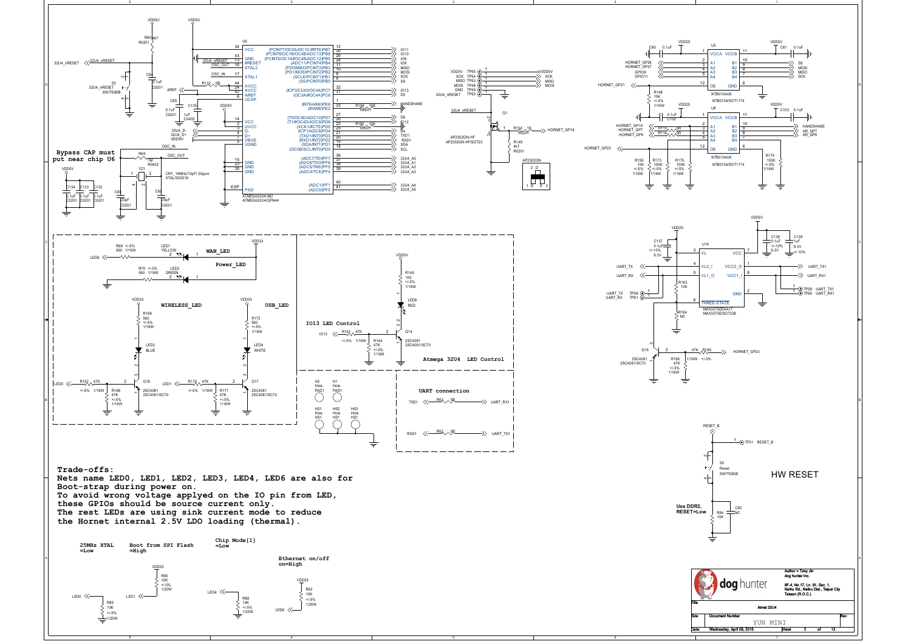**Bypass CAP must put near chip U6**

## WAN_LED

## Power_LED

## WIRELESS_LED

## USB_LED

## IO13 LED Control

## Atmega 32U4 LED Control

## UART connection

## HW RESET

**Trade-offs:**
**Nets name LED0, LED1, LED2, LED3, LED4, LED6 are also for Boot-strap during power on.**
**To avoid wrong voltage applyed on the IO pin from LED, these GPIOs should be source current only.**
**The rest LEDs are using sink current mode to reduce the Hornet internal 2.5V LDO loading (thermal).**

| Net | Strap |
|---|---|
| 25MHz XTAL | =Low |
| Boot from SPI Flash | =High |
| Chip Mode[1] | =Low |
| Ethernet on/off | on=High |

**Use DDR2, RESET=Low**

Author = Tony Jin
dog hunter Inc.
8F-4, No.17, Ln. 91, Sec. 1, Neihu Rd., Neihu Dist., Taipei City Taiwan (R.O.C.)

| Title | Atmel 32U4 | | |
|---|---|---|---|
| Size | Document Number | | Rev |
| | YUN MINI | | |
| Date: | Wednesday, April 08, 2015 | Sheet 2 of 13 | |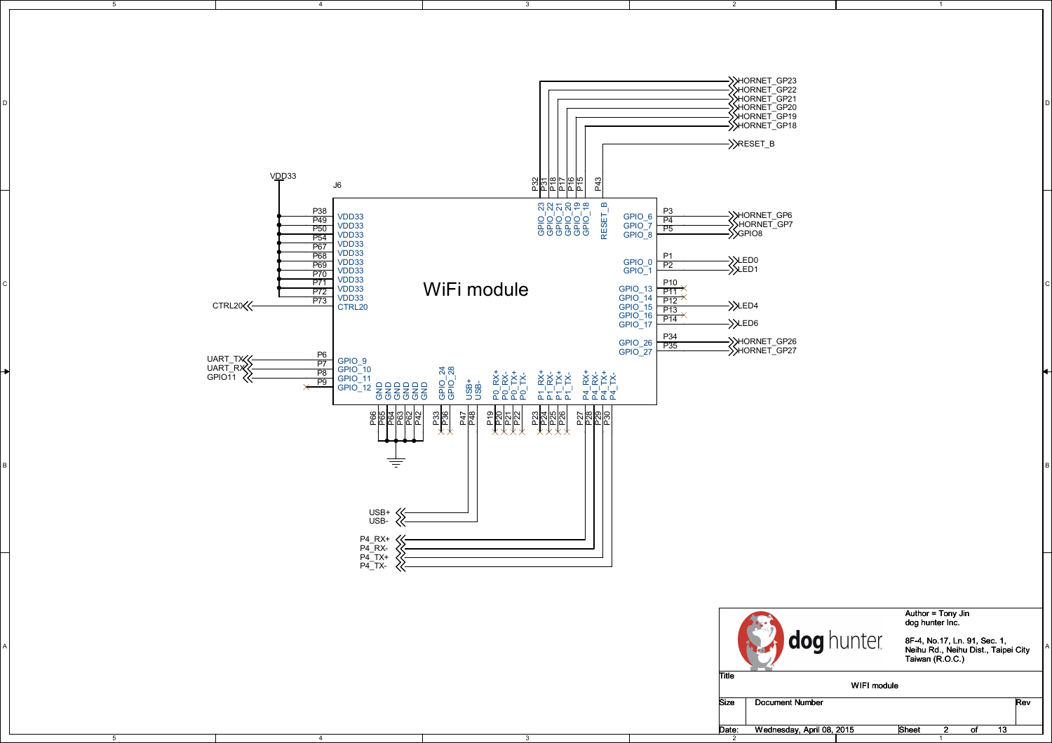WiFi module

J6

VDD33

| Pin | Signal |
|---|---|
| P38 | VDD33 |
| P49 | VDD33 |
| P50 | VDD33 |
| P54 | VDD33 |
| P67 | VDD33 |
| P68 | VDD33 |
| P69 | VDD33 |
| P70 | VDD33 |
| P71 | VDD33 |
| P72 | VDD33 |
| P73 | CTRL20 |

CTRL20

| Net | Pin | Signal |
|---|---|---|
| UART_TX | P6 | GPIO_9 |
| UART_RX | P7 | GPIO_10 |
| GPIO11 | P8 | GPIO_11 |
| | P9 | GPIO_12 |

| Net | Pin | Signal |
|---|---|---|
| HORNET_GP23 | P32 | GPIO_23 |
| HORNET_GP22 | P31 | GPIO_22 |
| HORNET_GP21 | P18 | GPIO_21 |
| HORNET_GP20 | P17 | GPIO_20 |
| HORNET_GP19 | P16 | GPIO_19 |
| HORNET_GP18 | P15 | GPIO_18 |
| RESET_B | P43 | RESET_B |

| Signal | Pin | Net |
|---|---|---|
| GPIO_6 | P3 | HORNET_GP6 |
| GPIO_7 | P4 | HORNET_GP7 |
| GPIO_8 | P5 | GPIO8 |
| GPIO_0 | P1 | LED0 |
| GPIO_1 | P2 | LED1 |
| GPIO_13 | P10 | |
| GPIO_14 | P11 | |
| GPIO_15 | P12 | LED4 |
| GPIO_16 | P13 | |
| GPIO_17 | P14 | LED6 |
| GPIO_26 | P34 | HORNET_GP26 |
| GPIO_27 | P35 | HORNET_GP27 |

| Pin | Signal | Net |
|---|---|---|
| P66 | GND | GND |
| P65 | GND | GND |
| P64 | GND | GND |
| P63 | GND | GND |
| P62 | GND | GND |
| P42 | GND | GND |
| P33 | GPIO_24 | |
| P36 | GPIO_28 | |
| P47 | USB+ | USB+ |
| P48 | USB- | USB- |
| P19 | P0_RX+ | |
| P20 | P0_RX- | |
| P21 | P0_TX+ | |
| P22 | P0_TX- | |
| P23 | P1_RX+ | |
| P24 | P1_RX- | |
| P25 | P1_TX+ | |
| P26 | P1_TX- | |
| P27 | P4_RX+ | P4_RX+ |
| P28 | P4_RX- | P4_RX- |
| P29 | P4_TX+ | P4_TX+ |
| P30 | P4_TX- | P4_TX- |

dog hunter

Author = Tony Jin
dog hunter Inc.

8F-4, No.17, Ln. 91, Sec. 1,
Neihu Rd., Neihu Dist., Taipei City
Taiwan (R.O.C.)

| | | | | | | |
|---|---|---|---|---|---|---|
| Title | WIFI module | | | | | |
| Size | Document Number | | | | | Rev |
| Date: | Wednesday, April 08, 2015 | Sheet | 2 | of | 13 | |